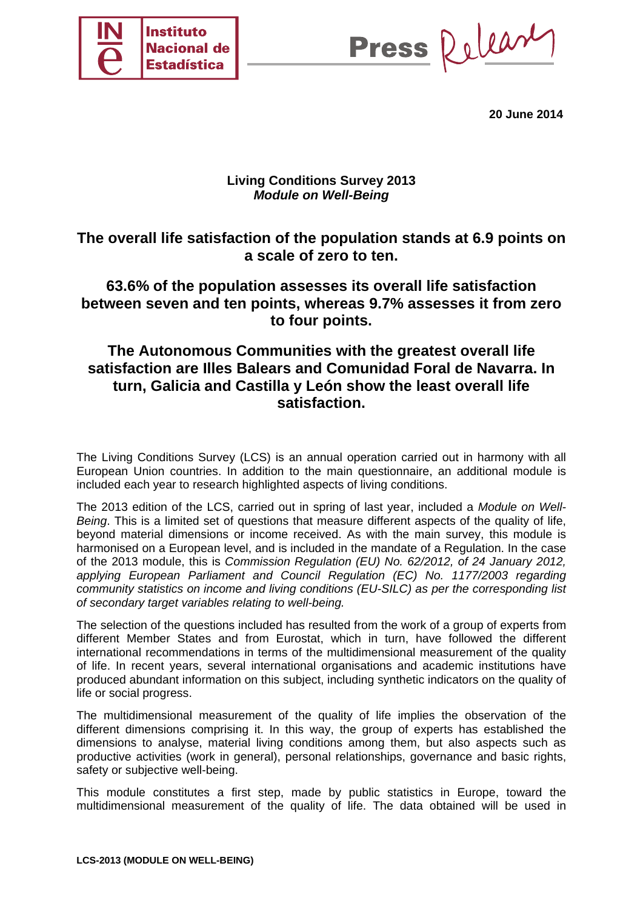20 June 2014

**Living Conditions Survey 2013**
***Module on Well-Being***

# The overall life satisfaction of the population stands at 6.9 points on a scale of zero to ten.

# 63.6% of the population assesses its overall life satisfaction between seven and ten points, whereas 9.7% assesses it from zero to four points.

# The Autonomous Communities with the greatest overall life satisfaction are Illes Balears and Comunidad Foral de Navarra. In turn, Galicia and Castilla y León show the least overall life satisfaction.

The Living Conditions Survey (LCS) is an annual operation carried out in harmony with all European Union countries. In addition to the main questionnaire, an additional module is included each year to research highlighted aspects of living conditions.

The 2013 edition of the LCS, carried out in spring of last year, included a *Module on Well-Being*. This is a limited set of questions that measure different aspects of the quality of life, beyond material dimensions or income received. As with the main survey, this module is harmonised on a European level, and is included in the mandate of a Regulation. In the case of the 2013 module, this is *Commission Regulation (EU) No. 62/2012, of 24 January 2012, applying European Parliament and Council Regulation (EC) No. 1177/2003 regarding community statistics on income and living conditions (EU-SILC) as per the corresponding list of secondary target variables relating to well-being.*

The selection of the questions included has resulted from the work of a group of experts from different Member States and from Eurostat, which in turn, have followed the different international recommendations in terms of the multidimensional measurement of the quality of life. In recent years, several international organisations and academic institutions have produced abundant information on this subject, including synthetic indicators on the quality of life or social progress.

The multidimensional measurement of the quality of life implies the observation of the different dimensions comprising it. In this way, the group of experts has established the dimensions to analyse, material living conditions among them, but also aspects such as productive activities (work in general), personal relationships, governance and basic rights, safety or subjective well-being.

This module constitutes a first step, made by public statistics in Europe, toward the multidimensional measurement of the quality of life. The data obtained will be used in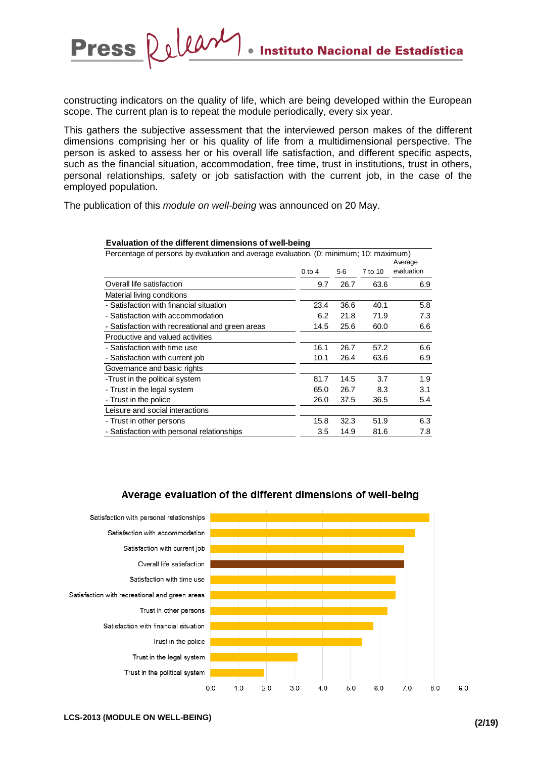constructing indicators on the quality of life, which are being developed within the European scope. The current plan is to repeat the module periodically, every six year.

This gathers the subjective assessment that the interviewed person makes of the different dimensions comprising her or his quality of life from a multidimensional perspective. The person is asked to assess her or his overall life satisfaction, and different specific aspects, such as the financial situation, accommodation, free time, trust in institutions, trust in others, personal relationships, safety or job satisfaction with the current job, in the case of the employed population.

The publication of this *module on well-being* was announced on 20 May.

**Evaluation of the different dimensions of well-being**

Percentage of persons by evaluation and average evaluation. (0: minimum; 10: maximum)

| | 0 to 4 | 5-6 | 7 to 10 | Average evaluation |
|---|---|---|---|---|
| Overall life satisfaction | 9.7 | 26.7 | 63.6 | 6.9 |
| Material living conditions | | | | |
| - Satisfaction with financial situation | 23.4 | 36.6 | 40.1 | 5.8 |
| - Satisfaction with accommodation | 6.2 | 21.8 | 71.9 | 7.3 |
| - Satisfaction with recreational and green areas | 14.5 | 25.6 | 60.0 | 6.6 |
| Productive and valued activities | | | | |
| - Satisfaction with time use | 16.1 | 26.7 | 57.2 | 6.6 |
| - Satisfaction with current job | 10.1 | 26.4 | 63.6 | 6.9 |
| Governance and basic rights | | | | |
| -Trust in the political system | 81.7 | 14.5 | 3.7 | 1.9 |
| - Trust in the legal system | 65.0 | 26.7 | 8.3 | 3.1 |
| - Trust in the police | 26.0 | 37.5 | 36.5 | 5.4 |
| Leisure and social interactions | | | | |
| - Trust in other persons | 15.8 | 32.3 | 51.9 | 6.3 |
| - Satisfaction with personal relationships | 3.5 | 14.9 | 81.6 | 7.8 |

**Average evaluation of the different dimensions of well-being**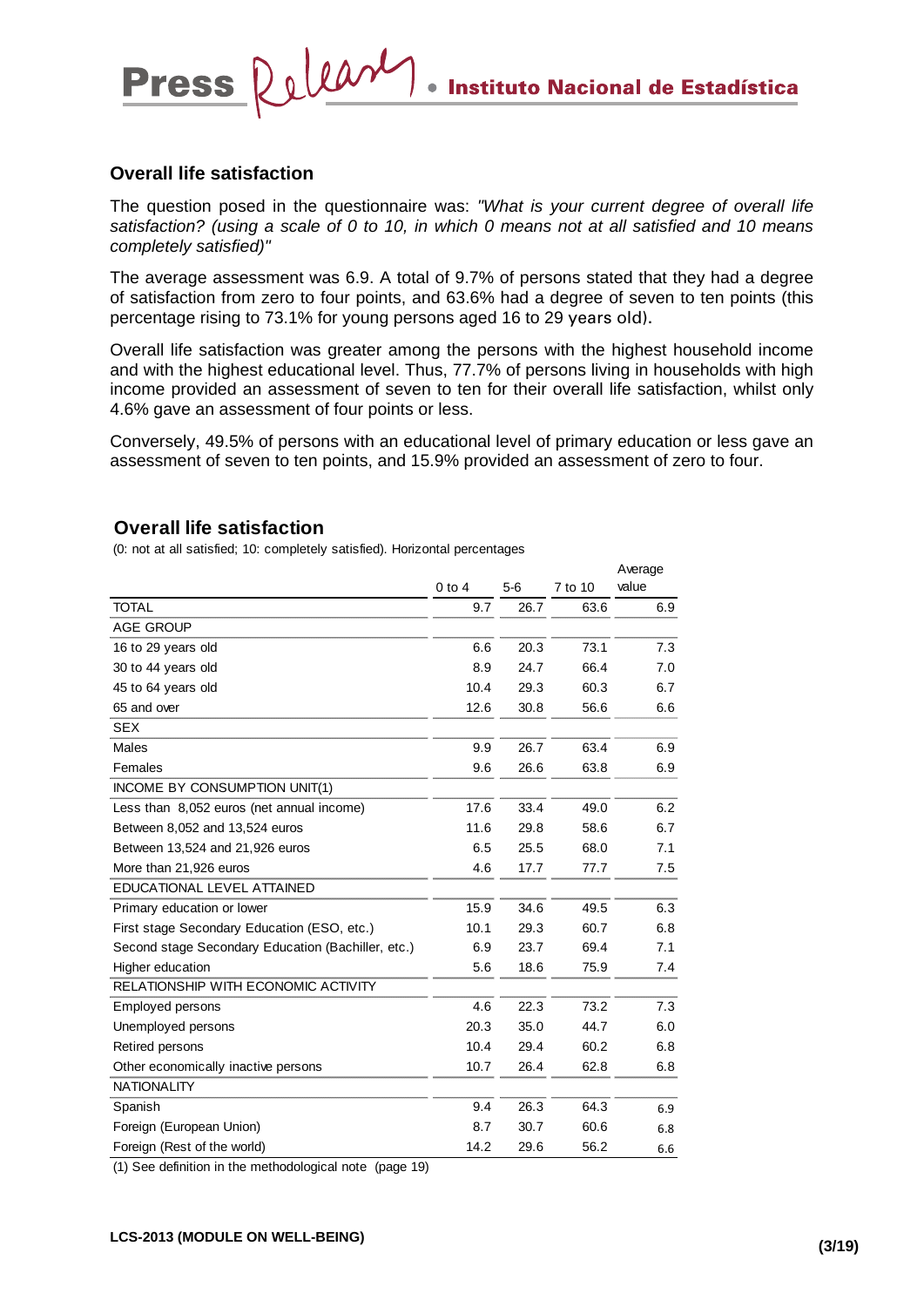## Overall life satisfaction

The question posed in the questionnaire was: *"What is your current degree of overall life satisfaction? (using a scale of 0 to 10, in which 0 means not at all satisfied and 10 means completely satisfied)"*

The average assessment was 6.9. A total of 9.7% of persons stated that they had a degree of satisfaction from zero to four points, and 63.6% had a degree of seven to ten points (this percentage rising to 73.1% for young persons aged 16 to 29 years old).

Overall life satisfaction was greater among the persons with the highest household income and with the highest educational level. Thus, 77.7% of persons living in households with high income provided an assessment of seven to ten for their overall life satisfaction, whilst only 4.6% gave an assessment of four points or less.

Conversely, 49.5% of persons with an educational level of primary education or less gave an assessment of seven to ten points, and 15.9% provided an assessment of zero to four.

### Overall life satisfaction

(0: not at all satisfied; 10: completely satisfied). Horizontal percentages

| | 0 to 4 | 5-6 | 7 to 10 | Average value |
|---|---|---|---|---|
| TOTAL | 9.7 | 26.7 | 63.6 | 6.9 |
| AGE GROUP | | | | |
| 16 to 29 years old | 6.6 | 20.3 | 73.1 | 7.3 |
| 30 to 44 years old | 8.9 | 24.7 | 66.4 | 7.0 |
| 45 to 64 years old | 10.4 | 29.3 | 60.3 | 6.7 |
| 65 and over | 12.6 | 30.8 | 56.6 | 6.6 |
| SEX | | | | |
| Males | 9.9 | 26.7 | 63.4 | 6.9 |
| Females | 9.6 | 26.6 | 63.8 | 6.9 |
| INCOME BY CONSUMPTION UNIT(1) | | | | |
| Less than 8,052 euros (net annual income) | 17.6 | 33.4 | 49.0 | 6.2 |
| Between 8,052 and 13,524 euros | 11.6 | 29.8 | 58.6 | 6.7 |
| Between 13,524 and 21,926 euros | 6.5 | 25.5 | 68.0 | 7.1 |
| More than 21,926 euros | 4.6 | 17.7 | 77.7 | 7.5 |
| EDUCATIONAL LEVEL ATTAINED | | | | |
| Primary education or lower | 15.9 | 34.6 | 49.5 | 6.3 |
| First stage Secondary Education (ESO, etc.) | 10.1 | 29.3 | 60.7 | 6.8 |
| Second stage Secondary Education (Bachiller, etc.) | 6.9 | 23.7 | 69.4 | 7.1 |
| Higher education | 5.6 | 18.6 | 75.9 | 7.4 |
| RELATIONSHIP WITH ECONOMIC ACTIVITY | | | | |
| Employed persons | 4.6 | 22.3 | 73.2 | 7.3 |
| Unemployed persons | 20.3 | 35.0 | 44.7 | 6.0 |
| Retired persons | 10.4 | 29.4 | 60.2 | 6.8 |
| Other economically inactive persons | 10.7 | 26.4 | 62.8 | 6.8 |
| NATIONALITY | | | | |
| Spanish | 9.4 | 26.3 | 64.3 | 6.9 |
| Foreign (European Union) | 8.7 | 30.7 | 60.6 | 6.8 |
| Foreign (Rest of the world) | 14.2 | 29.6 | 56.2 | 6.6 |

(1) See definition in the methodological note (page 19)

**LCS-2013 (MODULE ON WELL-BEING)**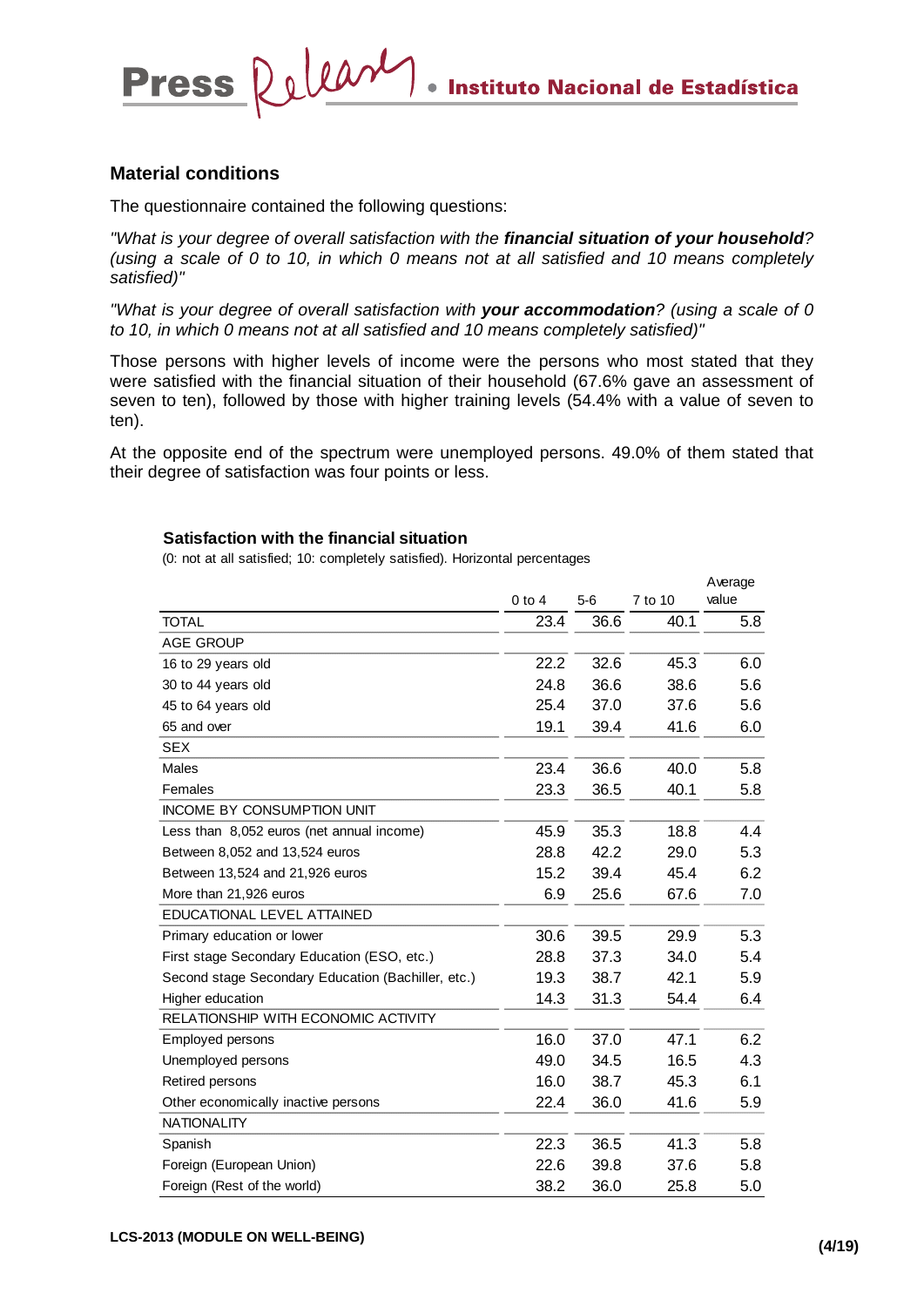## Material conditions

The questionnaire contained the following questions:

*"What is your degree of overall satisfaction with the* ***financial situation of your household****? (using a scale of 0 to 10, in which 0 means not at all satisfied and 10 means completely satisfied)"*

*"What is your degree of overall satisfaction with* ***your accommodation****? (using a scale of 0 to 10, in which 0 means not at all satisfied and 10 means completely satisfied)"*

Those persons with higher levels of income were the persons who most stated that they were satisfied with the financial situation of their household (67.6% gave an assessment of seven to ten), followed by those with higher training levels (54.4% with a value of seven to ten).

At the opposite end of the spectrum were unemployed persons. 49.0% of them stated that their degree of satisfaction was four points or less.

**Satisfaction with the financial situation**

(0: not at all satisfied; 10: completely satisfied). Horizontal percentages

| | 0 to 4 | 5-6 | 7 to 10 | Average value |
|---|---|---|---|---|
| TOTAL | 23.4 | 36.6 | 40.1 | 5.8 |
| AGE GROUP | | | | |
| 16 to 29 years old | 22.2 | 32.6 | 45.3 | 6.0 |
| 30 to 44 years old | 24.8 | 36.6 | 38.6 | 5.6 |
| 45 to 64 years old | 25.4 | 37.0 | 37.6 | 5.6 |
| 65 and over | 19.1 | 39.4 | 41.6 | 6.0 |
| SEX | | | | |
| Males | 23.4 | 36.6 | 40.0 | 5.8 |
| Females | 23.3 | 36.5 | 40.1 | 5.8 |
| INCOME BY CONSUMPTION UNIT | | | | |
| Less than 8,052 euros (net annual income) | 45.9 | 35.3 | 18.8 | 4.4 |
| Between 8,052 and 13,524 euros | 28.8 | 42.2 | 29.0 | 5.3 |
| Between 13,524 and 21,926 euros | 15.2 | 39.4 | 45.4 | 6.2 |
| More than 21,926 euros | 6.9 | 25.6 | 67.6 | 7.0 |
| EDUCATIONAL LEVEL ATTAINED | | | | |
| Primary education or lower | 30.6 | 39.5 | 29.9 | 5.3 |
| First stage Secondary Education (ESO, etc.) | 28.8 | 37.3 | 34.0 | 5.4 |
| Second stage Secondary Education (Bachiller, etc.) | 19.3 | 38.7 | 42.1 | 5.9 |
| Higher education | 14.3 | 31.3 | 54.4 | 6.4 |
| RELATIONSHIP WITH ECONOMIC ACTIVITY | | | | |
| Employed persons | 16.0 | 37.0 | 47.1 | 6.2 |
| Unemployed persons | 49.0 | 34.5 | 16.5 | 4.3 |
| Retired persons | 16.0 | 38.7 | 45.3 | 6.1 |
| Other economically inactive persons | 22.4 | 36.0 | 41.6 | 5.9 |
| NATIONALITY | | | | |
| Spanish | 22.3 | 36.5 | 41.3 | 5.8 |
| Foreign (European Union) | 22.6 | 39.8 | 37.6 | 5.8 |
| Foreign (Rest of the world) | 38.2 | 36.0 | 25.8 | 5.0 |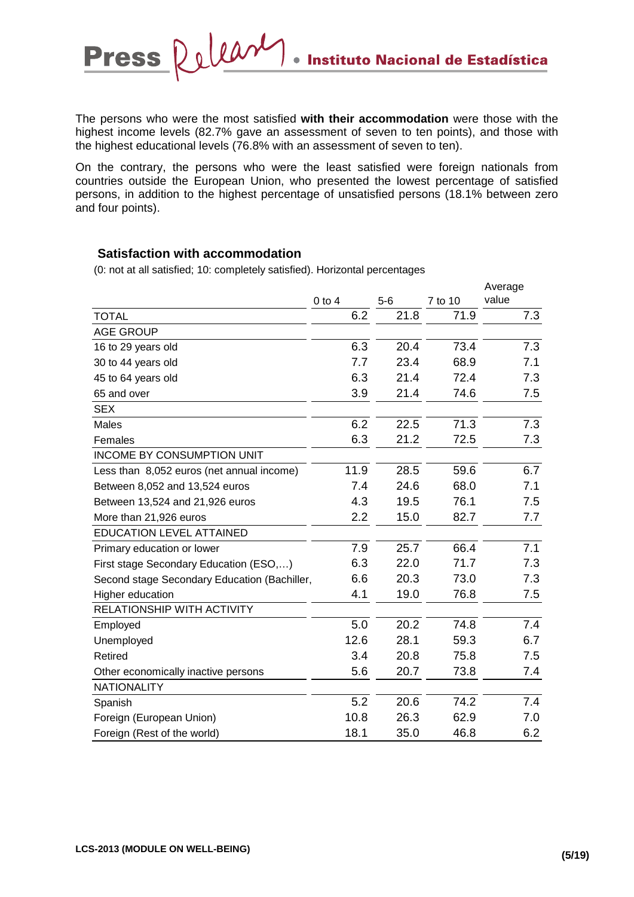The persons who were the most satisfied **with their accommodation** were those with the highest income levels (82.7% gave an assessment of seven to ten points), and those with the highest educational levels (76.8% with an assessment of seven to ten).

On the contrary, the persons who were the least satisfied were foreign nationals from countries outside the European Union, who presented the lowest percentage of satisfied persons, in addition to the highest percentage of unsatisfied persons (18.1% between zero and four points).

### Satisfaction with accommodation

(0: not at all satisfied; 10: completely satisfied). Horizontal percentages

| | 0 to 4 | 5-6 | 7 to 10 | Average value |
|---|---|---|---|---|
| TOTAL | 6.2 | 21.8 | 71.9 | 7.3 |
| AGE GROUP | | | | |
| 16 to 29 years old | 6.3 | 20.4 | 73.4 | 7.3 |
| 30 to 44 years old | 7.7 | 23.4 | 68.9 | 7.1 |
| 45 to 64 years old | 6.3 | 21.4 | 72.4 | 7.3 |
| 65 and over | 3.9 | 21.4 | 74.6 | 7.5 |
| SEX | | | | |
| Males | 6.2 | 22.5 | 71.3 | 7.3 |
| Females | 6.3 | 21.2 | 72.5 | 7.3 |
| INCOME BY CONSUMPTION UNIT | | | | |
| Less than 8,052 euros (net annual income) | 11.9 | 28.5 | 59.6 | 6.7 |
| Between 8,052 and 13,524 euros | 7.4 | 24.6 | 68.0 | 7.1 |
| Between 13,524 and 21,926 euros | 4.3 | 19.5 | 76.1 | 7.5 |
| More than 21,926 euros | 2.2 | 15.0 | 82.7 | 7.7 |
| EDUCATION LEVEL ATTAINED | | | | |
| Primary education or lower | 7.9 | 25.7 | 66.4 | 7.1 |
| First stage Secondary Education (ESO,…) | 6.3 | 22.0 | 71.7 | 7.3 |
| Second stage Secondary Education (Bachiller, | 6.6 | 20.3 | 73.0 | 7.3 |
| Higher education | 4.1 | 19.0 | 76.8 | 7.5 |
| RELATIONSHIP WITH ACTIVITY | | | | |
| Employed | 5.0 | 20.2 | 74.8 | 7.4 |
| Unemployed | 12.6 | 28.1 | 59.3 | 6.7 |
| Retired | 3.4 | 20.8 | 75.8 | 7.5 |
| Other economically inactive persons | 5.6 | 20.7 | 73.8 | 7.4 |
| NATIONALITY | | | | |
| Spanish | 5.2 | 20.6 | 74.2 | 7.4 |
| Foreign (European Union) | 10.8 | 26.3 | 62.9 | 7.0 |
| Foreign (Rest of the world) | 18.1 | 35.0 | 46.8 | 6.2 |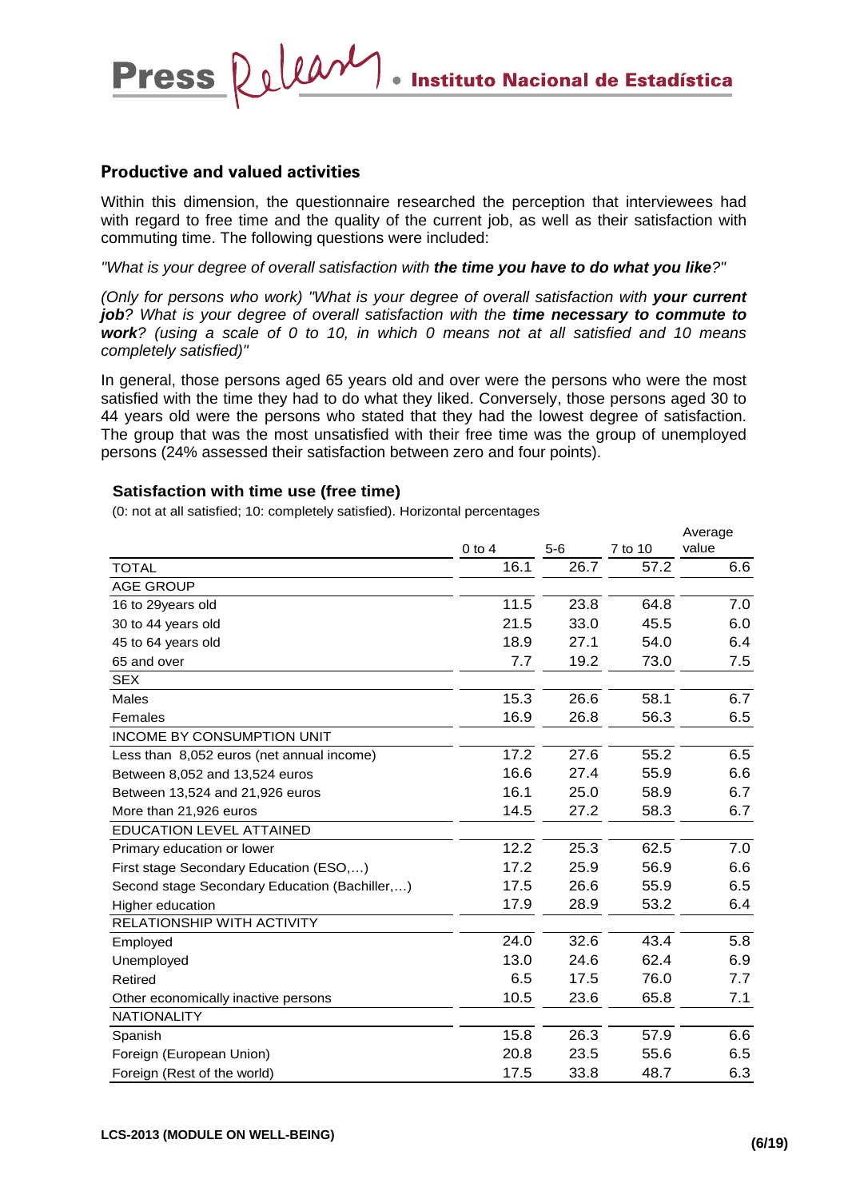## Productive and valued activities

Within this dimension, the questionnaire researched the perception that interviewees had with regard to free time and the quality of the current job, as well as their satisfaction with commuting time. The following questions were included:

*"What is your degree of overall satisfaction with **the time you have to do what you like**?"*

*(Only for persons who work) "What is your degree of overall satisfaction with **your current job**? What is your degree of overall satisfaction with the **time necessary to commute to work**? (using a scale of 0 to 10, in which 0 means not at all satisfied and 10 means completely satisfied)"*

In general, those persons aged 65 years old and over were the persons who were the most satisfied with the time they had to do what they liked. Conversely, those persons aged 30 to 44 years old were the persons who stated that they had the lowest degree of satisfaction. The group that was the most unsatisfied with their free time was the group of unemployed persons (24% assessed their satisfaction between zero and four points).

### Satisfaction with time use (free time)

(0: not at all satisfied; 10: completely satisfied). Horizontal percentages

| | 0 to 4 | 5-6 | 7 to 10 | Average value |
|---|---|---|---|---|
| TOTAL | 16.1 | 26.7 | 57.2 | 6.6 |
| AGE GROUP | | | | |
| 16 to 29years old | 11.5 | 23.8 | 64.8 | 7.0 |
| 30 to 44 years old | 21.5 | 33.0 | 45.5 | 6.0 |
| 45 to 64 years old | 18.9 | 27.1 | 54.0 | 6.4 |
| 65 and over | 7.7 | 19.2 | 73.0 | 7.5 |
| SEX | | | | |
| Males | 15.3 | 26.6 | 58.1 | 6.7 |
| Females | 16.9 | 26.8 | 56.3 | 6.5 |
| INCOME BY CONSUMPTION UNIT | | | | |
| Less than 8,052 euros (net annual income) | 17.2 | 27.6 | 55.2 | 6.5 |
| Between 8,052 and 13,524 euros | 16.6 | 27.4 | 55.9 | 6.6 |
| Between 13,524 and 21,926 euros | 16.1 | 25.0 | 58.9 | 6.7 |
| More than 21,926 euros | 14.5 | 27.2 | 58.3 | 6.7 |
| EDUCATION LEVEL ATTAINED | | | | |
| Primary education or lower | 12.2 | 25.3 | 62.5 | 7.0 |
| First stage Secondary Education (ESO,…) | 17.2 | 25.9 | 56.9 | 6.6 |
| Second stage Secondary Education (Bachiller,…) | 17.5 | 26.6 | 55.9 | 6.5 |
| Higher education | 17.9 | 28.9 | 53.2 | 6.4 |
| RELATIONSHIP WITH ACTIVITY | | | | |
| Employed | 24.0 | 32.6 | 43.4 | 5.8 |
| Unemployed | 13.0 | 24.6 | 62.4 | 6.9 |
| Retired | 6.5 | 17.5 | 76.0 | 7.7 |
| Other economically inactive persons | 10.5 | 23.6 | 65.8 | 7.1 |
| NATIONALITY | | | | |
| Spanish | 15.8 | 26.3 | 57.9 | 6.6 |
| Foreign (European Union) | 20.8 | 23.5 | 55.6 | 6.5 |
| Foreign (Rest of the world) | 17.5 | 33.8 | 48.7 | 6.3 |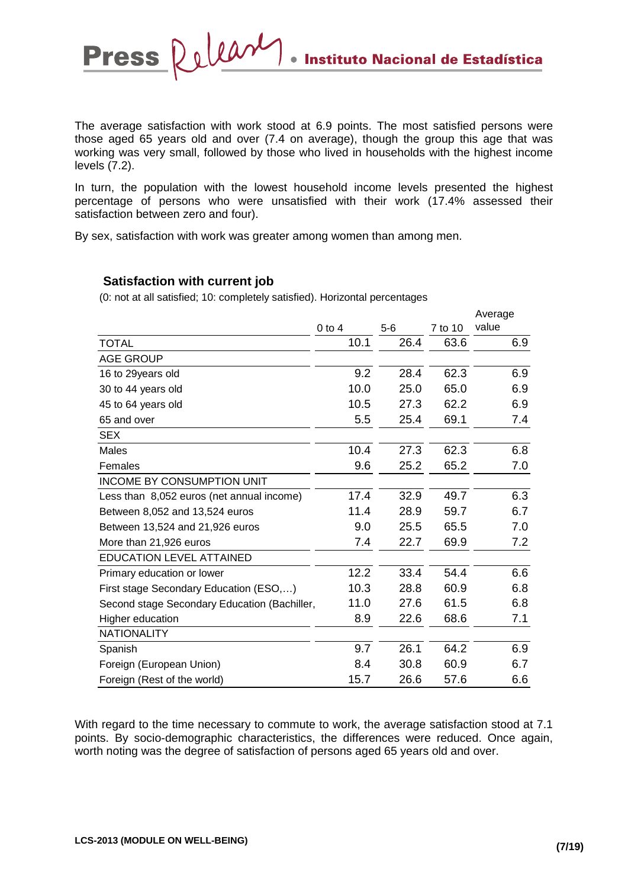The average satisfaction with work stood at 6.9 points. The most satisfied persons were those aged 65 years old and over (7.4 on average), though the group this age that was working was very small, followed by those who lived in households with the highest income levels (7.2).

In turn, the population with the lowest household income levels presented the highest percentage of persons who were unsatisfied with their work (17.4% assessed their satisfaction between zero and four).

By sex, satisfaction with work was greater among women than among men.

**Satisfaction with current job**

(0: not at all satisfied; 10: completely satisfied). Horizontal percentages

| | 0 to 4 | 5-6 | 7 to 10 | Average value |
|---|---|---|---|---|
| TOTAL | 10.1 | 26.4 | 63.6 | 6.9 |
| AGE GROUP | | | | |
| 16 to 29years old | 9.2 | 28.4 | 62.3 | 6.9 |
| 30 to 44 years old | 10.0 | 25.0 | 65.0 | 6.9 |
| 45 to 64 years old | 10.5 | 27.3 | 62.2 | 6.9 |
| 65 and over | 5.5 | 25.4 | 69.1 | 7.4 |
| SEX | | | | |
| Males | 10.4 | 27.3 | 62.3 | 6.8 |
| Females | 9.6 | 25.2 | 65.2 | 7.0 |
| INCOME BY CONSUMPTION UNIT | | | | |
| Less than 8,052 euros (net annual income) | 17.4 | 32.9 | 49.7 | 6.3 |
| Between 8,052 and 13,524 euros | 11.4 | 28.9 | 59.7 | 6.7 |
| Between 13,524 and 21,926 euros | 9.0 | 25.5 | 65.5 | 7.0 |
| More than 21,926 euros | 7.4 | 22.7 | 69.9 | 7.2 |
| EDUCATION LEVEL ATTAINED | | | | |
| Primary education or lower | 12.2 | 33.4 | 54.4 | 6.6 |
| First stage Secondary Education (ESO,…) | 10.3 | 28.8 | 60.9 | 6.8 |
| Second stage Secondary Education (Bachiller, | 11.0 | 27.6 | 61.5 | 6.8 |
| Higher education | 8.9 | 22.6 | 68.6 | 7.1 |
| NATIONALITY | | | | |
| Spanish | 9.7 | 26.1 | 64.2 | 6.9 |
| Foreign (European Union) | 8.4 | 30.8 | 60.9 | 6.7 |
| Foreign (Rest of the world) | 15.7 | 26.6 | 57.6 | 6.6 |

With regard to the time necessary to commute to work, the average satisfaction stood at 7.1 points. By socio-demographic characteristics, the differences were reduced. Once again, worth noting was the degree of satisfaction of persons aged 65 years old and over.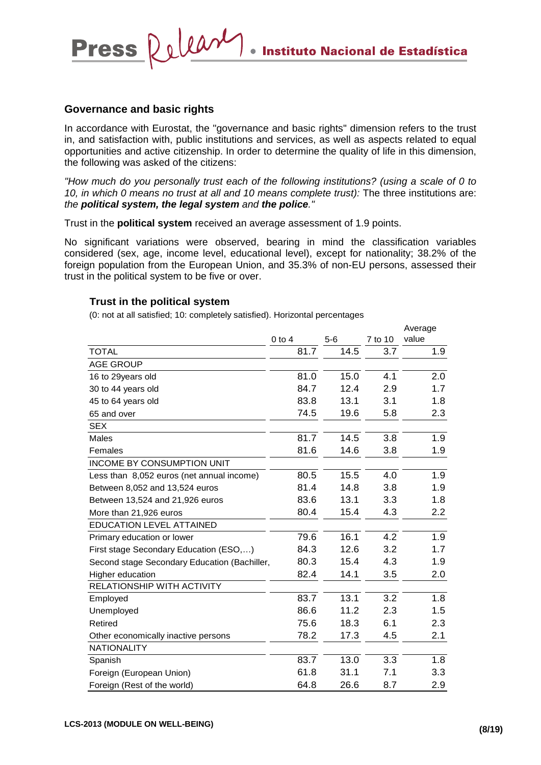## Governance and basic rights

In accordance with Eurostat, the "governance and basic rights" dimension refers to the trust in, and satisfaction with, public institutions and services, as well as aspects related to equal opportunities and active citizenship. In order to determine the quality of life in this dimension, the following was asked of the citizens:

*"How much do you personally trust each of the following institutions? (using a scale of 0 to 10, in which 0 means no trust at all and 10 means complete trust):* The three institutions are: *the* ***political system, the legal system*** *and* ***the police****."*

Trust in the **political system** received an average assessment of 1.9 points.

No significant variations were observed, bearing in mind the classification variables considered (sex, age, income level, educational level), except for nationality; 38.2% of the foreign population from the European Union, and 35.3% of non-EU persons, assessed their trust in the political system to be five or over.

### Trust in the political system

(0: not at all satisfied; 10: completely satisfied). Horizontal percentages

| | 0 to 4 | 5-6 | 7 to 10 | Average value |
|---|---|---|---|---|
| TOTAL | 81.7 | 14.5 | 3.7 | 1.9 |
| AGE GROUP | | | | |
| 16 to 29years old | 81.0 | 15.0 | 4.1 | 2.0 |
| 30 to 44 years old | 84.7 | 12.4 | 2.9 | 1.7 |
| 45 to 64 years old | 83.8 | 13.1 | 3.1 | 1.8 |
| 65 and over | 74.5 | 19.6 | 5.8 | 2.3 |
| SEX | | | | |
| Males | 81.7 | 14.5 | 3.8 | 1.9 |
| Females | 81.6 | 14.6 | 3.8 | 1.9 |
| INCOME BY CONSUMPTION UNIT | | | | |
| Less than 8,052 euros (net annual income) | 80.5 | 15.5 | 4.0 | 1.9 |
| Between 8,052 and 13,524 euros | 81.4 | 14.8 | 3.8 | 1.9 |
| Between 13,524 and 21,926 euros | 83.6 | 13.1 | 3.3 | 1.8 |
| More than 21,926 euros | 80.4 | 15.4 | 4.3 | 2.2 |
| EDUCATION LEVEL ATTAINED | | | | |
| Primary education or lower | 79.6 | 16.1 | 4.2 | 1.9 |
| First stage Secondary Education (ESO,…) | 84.3 | 12.6 | 3.2 | 1.7 |
| Second stage Secondary Education (Bachiller, | 80.3 | 15.4 | 4.3 | 1.9 |
| Higher education | 82.4 | 14.1 | 3.5 | 2.0 |
| RELATIONSHIP WITH ACTIVITY | | | | |
| Employed | 83.7 | 13.1 | 3.2 | 1.8 |
| Unemployed | 86.6 | 11.2 | 2.3 | 1.5 |
| Retired | 75.6 | 18.3 | 6.1 | 2.3 |
| Other economically inactive persons | 78.2 | 17.3 | 4.5 | 2.1 |
| NATIONALITY | | | | |
| Spanish | 83.7 | 13.0 | 3.3 | 1.8 |
| Foreign (European Union) | 61.8 | 31.1 | 7.1 | 3.3 |
| Foreign (Rest of the world) | 64.8 | 26.6 | 8.7 | 2.9 |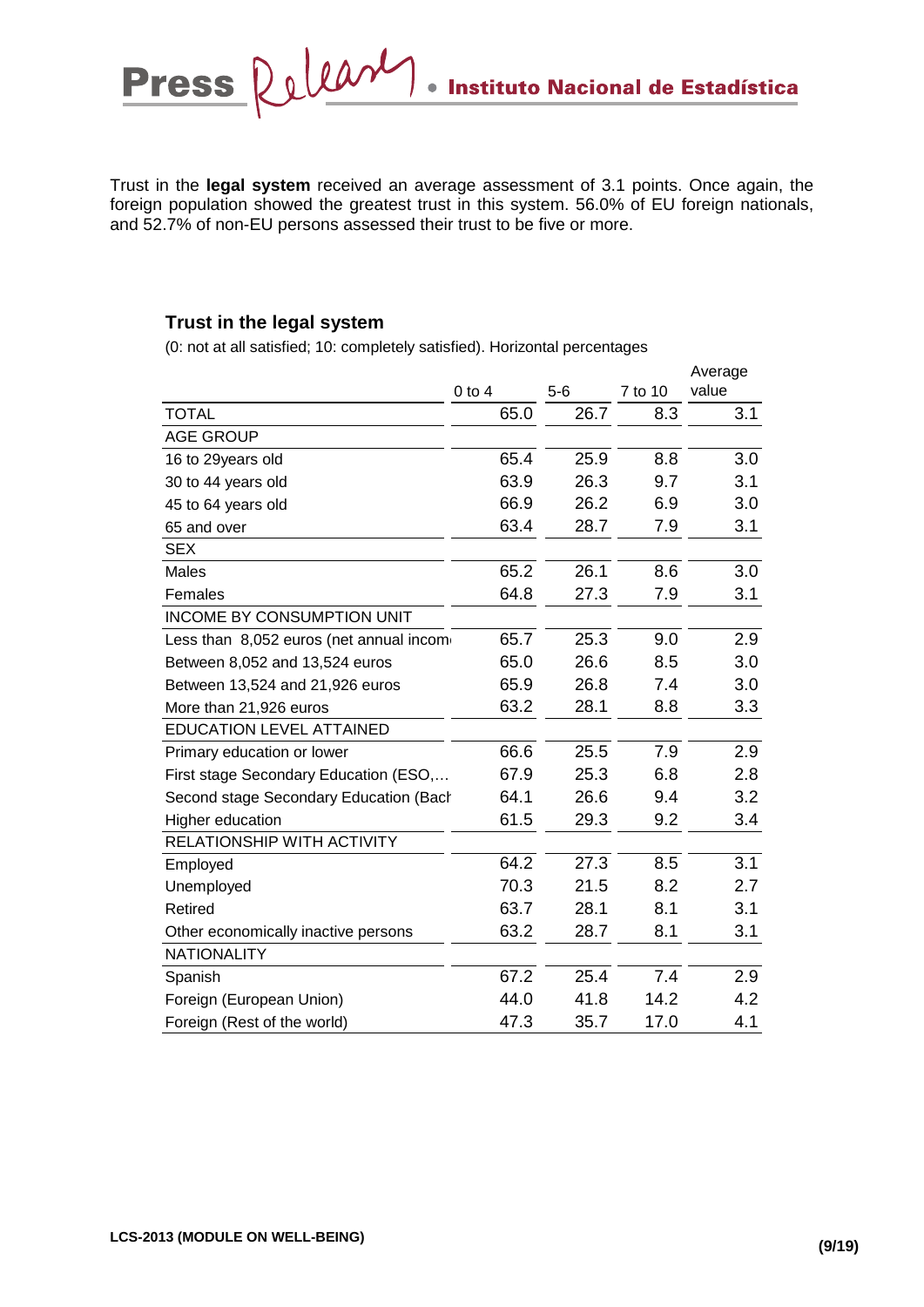Trust in the **legal system** received an average assessment of 3.1 points. Once again, the foreign population showed the greatest trust in this system. 56.0% of EU foreign nationals, and 52.7% of non-EU persons assessed their trust to be five or more.

### Trust in the legal system

(0: not at all satisfied; 10: completely satisfied). Horizontal percentages

| | 0 to 4 | 5-6 | 7 to 10 | Average value |
|---|---|---|---|---|
| TOTAL | 65.0 | 26.7 | 8.3 | 3.1 |
| AGE GROUP | | | | |
| 16 to 29years old | 65.4 | 25.9 | 8.8 | 3.0 |
| 30 to 44 years old | 63.9 | 26.3 | 9.7 | 3.1 |
| 45 to 64 years old | 66.9 | 26.2 | 6.9 | 3.0 |
| 65 and over | 63.4 | 28.7 | 7.9 | 3.1 |
| SEX | | | | |
| Males | 65.2 | 26.1 | 8.6 | 3.0 |
| Females | 64.8 | 27.3 | 7.9 | 3.1 |
| INCOME BY CONSUMPTION UNIT | | | | |
| Less than 8,052 euros (net annual incom | 65.7 | 25.3 | 9.0 | 2.9 |
| Between 8,052 and 13,524 euros | 65.0 | 26.6 | 8.5 | 3.0 |
| Between 13,524 and 21,926 euros | 65.9 | 26.8 | 7.4 | 3.0 |
| More than 21,926 euros | 63.2 | 28.1 | 8.8 | 3.3 |
| EDUCATION LEVEL ATTAINED | | | | |
| Primary education or lower | 66.6 | 25.5 | 7.9 | 2.9 |
| First stage Secondary Education (ESO,… | 67.9 | 25.3 | 6.8 | 2.8 |
| Second stage Secondary Education (Bach | 64.1 | 26.6 | 9.4 | 3.2 |
| Higher education | 61.5 | 29.3 | 9.2 | 3.4 |
| RELATIONSHIP WITH ACTIVITY | | | | |
| Employed | 64.2 | 27.3 | 8.5 | 3.1 |
| Unemployed | 70.3 | 21.5 | 8.2 | 2.7 |
| Retired | 63.7 | 28.1 | 8.1 | 3.1 |
| Other economically inactive persons | 63.2 | 28.7 | 8.1 | 3.1 |
| NATIONALITY | | | | |
| Spanish | 67.2 | 25.4 | 7.4 | 2.9 |
| Foreign (European Union) | 44.0 | 41.8 | 14.2 | 4.2 |
| Foreign (Rest of the world) | 47.3 | 35.7 | 17.0 | 4.1 |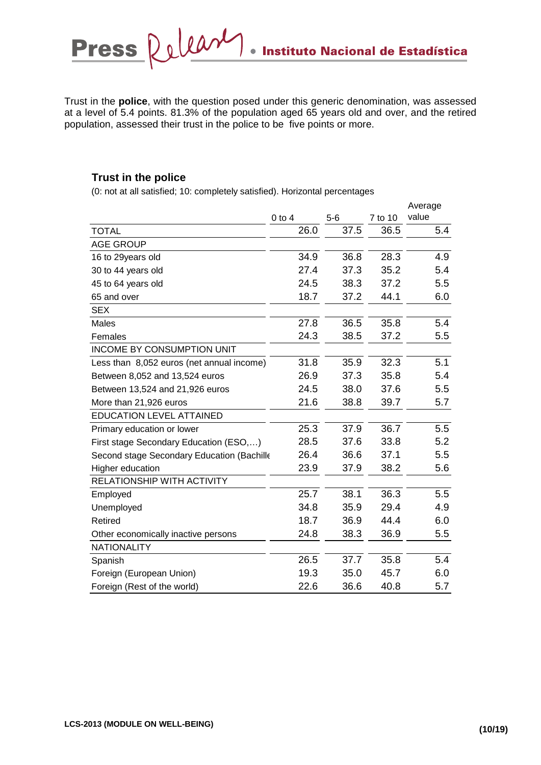Trust in the **police**, with the question posed under this generic denomination, was assessed at a level of 5.4 points. 81.3% of the population aged 65 years old and over, and the retired population, assessed their trust in the police to be five points or more.

### Trust in the police

(0: not at all satisfied; 10: completely satisfied). Horizontal percentages

| | 0 to 4 | 5-6 | 7 to 10 | Average value |
|---|---|---|---|---|
| TOTAL | 26.0 | 37.5 | 36.5 | 5.4 |
| AGE GROUP | | | | |
| 16 to 29years old | 34.9 | 36.8 | 28.3 | 4.9 |
| 30 to 44 years old | 27.4 | 37.3 | 35.2 | 5.4 |
| 45 to 64 years old | 24.5 | 38.3 | 37.2 | 5.5 |
| 65 and over | 18.7 | 37.2 | 44.1 | 6.0 |
| SEX | | | | |
| Males | 27.8 | 36.5 | 35.8 | 5.4 |
| Females | 24.3 | 38.5 | 37.2 | 5.5 |
| INCOME BY CONSUMPTION UNIT | | | | |
| Less than 8,052 euros (net annual income) | 31.8 | 35.9 | 32.3 | 5.1 |
| Between 8,052 and 13,524 euros | 26.9 | 37.3 | 35.8 | 5.4 |
| Between 13,524 and 21,926 euros | 24.5 | 38.0 | 37.6 | 5.5 |
| More than 21,926 euros | 21.6 | 38.8 | 39.7 | 5.7 |
| EDUCATION LEVEL ATTAINED | | | | |
| Primary education or lower | 25.3 | 37.9 | 36.7 | 5.5 |
| First stage Secondary Education (ESO,…) | 28.5 | 37.6 | 33.8 | 5.2 |
| Second stage Secondary Education (Bachille | 26.4 | 36.6 | 37.1 | 5.5 |
| Higher education | 23.9 | 37.9 | 38.2 | 5.6 |
| RELATIONSHIP WITH ACTIVITY | | | | |
| Employed | 25.7 | 38.1 | 36.3 | 5.5 |
| Unemployed | 34.8 | 35.9 | 29.4 | 4.9 |
| Retired | 18.7 | 36.9 | 44.4 | 6.0 |
| Other economically inactive persons | 24.8 | 38.3 | 36.9 | 5.5 |
| NATIONALITY | | | | |
| Spanish | 26.5 | 37.7 | 35.8 | 5.4 |
| Foreign (European Union) | 19.3 | 35.0 | 45.7 | 6.0 |
| Foreign (Rest of the world) | 22.6 | 36.6 | 40.8 | 5.7 |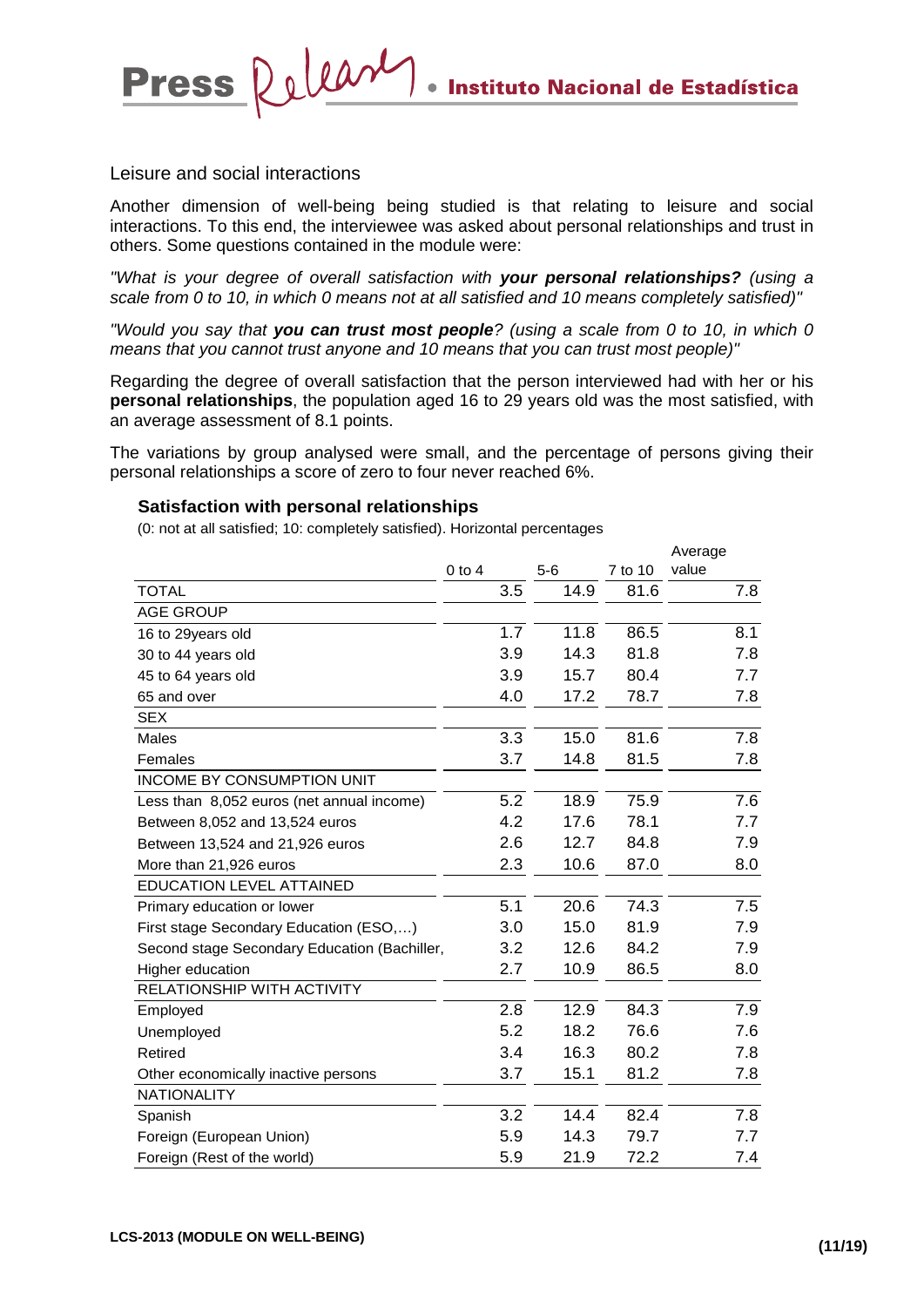## Leisure and social interactions

Another dimension of well-being being studied is that relating to leisure and social interactions. To this end, the interviewee was asked about personal relationships and trust in others. Some questions contained in the module were:

*"What is your degree of overall satisfaction with **your personal relationships?** (using a scale from 0 to 10, in which 0 means not at all satisfied and 10 means completely satisfied)"*

*"Would you say that **you can trust most people**? (using a scale from 0 to 10, in which 0 means that you cannot trust anyone and 10 means that you can trust most people)"*

Regarding the degree of overall satisfaction that the person interviewed had with her or his **personal relationships**, the population aged 16 to 29 years old was the most satisfied, with an average assessment of 8.1 points.

The variations by group analysed were small, and the percentage of persons giving their personal relationships a score of zero to four never reached 6%.

### Satisfaction with personal relationships

(0: not at all satisfied; 10: completely satisfied). Horizontal percentages

| | 0 to 4 | 5-6 | 7 to 10 | Average value |
|---|---|---|---|---|
| TOTAL | 3.5 | 14.9 | 81.6 | 7.8 |
| AGE GROUP | | | | |
| 16 to 29years old | 1.7 | 11.8 | 86.5 | 8.1 |
| 30 to 44 years old | 3.9 | 14.3 | 81.8 | 7.8 |
| 45 to 64 years old | 3.9 | 15.7 | 80.4 | 7.7 |
| 65 and over | 4.0 | 17.2 | 78.7 | 7.8 |
| SEX | | | | |
| Males | 3.3 | 15.0 | 81.6 | 7.8 |
| Females | 3.7 | 14.8 | 81.5 | 7.8 |
| INCOME BY CONSUMPTION UNIT | | | | |
| Less than 8,052 euros (net annual income) | 5.2 | 18.9 | 75.9 | 7.6 |
| Between 8,052 and 13,524 euros | 4.2 | 17.6 | 78.1 | 7.7 |
| Between 13,524 and 21,926 euros | 2.6 | 12.7 | 84.8 | 7.9 |
| More than 21,926 euros | 2.3 | 10.6 | 87.0 | 8.0 |
| EDUCATION LEVEL ATTAINED | | | | |
| Primary education or lower | 5.1 | 20.6 | 74.3 | 7.5 |
| First stage Secondary Education (ESO,…) | 3.0 | 15.0 | 81.9 | 7.9 |
| Second stage Secondary Education (Bachiller, | 3.2 | 12.6 | 84.2 | 7.9 |
| Higher education | 2.7 | 10.9 | 86.5 | 8.0 |
| RELATIONSHIP WITH ACTIVITY | | | | |
| Employed | 2.8 | 12.9 | 84.3 | 7.9 |
| Unemployed | 5.2 | 18.2 | 76.6 | 7.6 |
| Retired | 3.4 | 16.3 | 80.2 | 7.8 |
| Other economically inactive persons | 3.7 | 15.1 | 81.2 | 7.8 |
| NATIONALITY | | | | |
| Spanish | 3.2 | 14.4 | 82.4 | 7.8 |
| Foreign (European Union) | 5.9 | 14.3 | 79.7 | 7.7 |
| Foreign (Rest of the world) | 5.9 | 21.9 | 72.2 | 7.4 |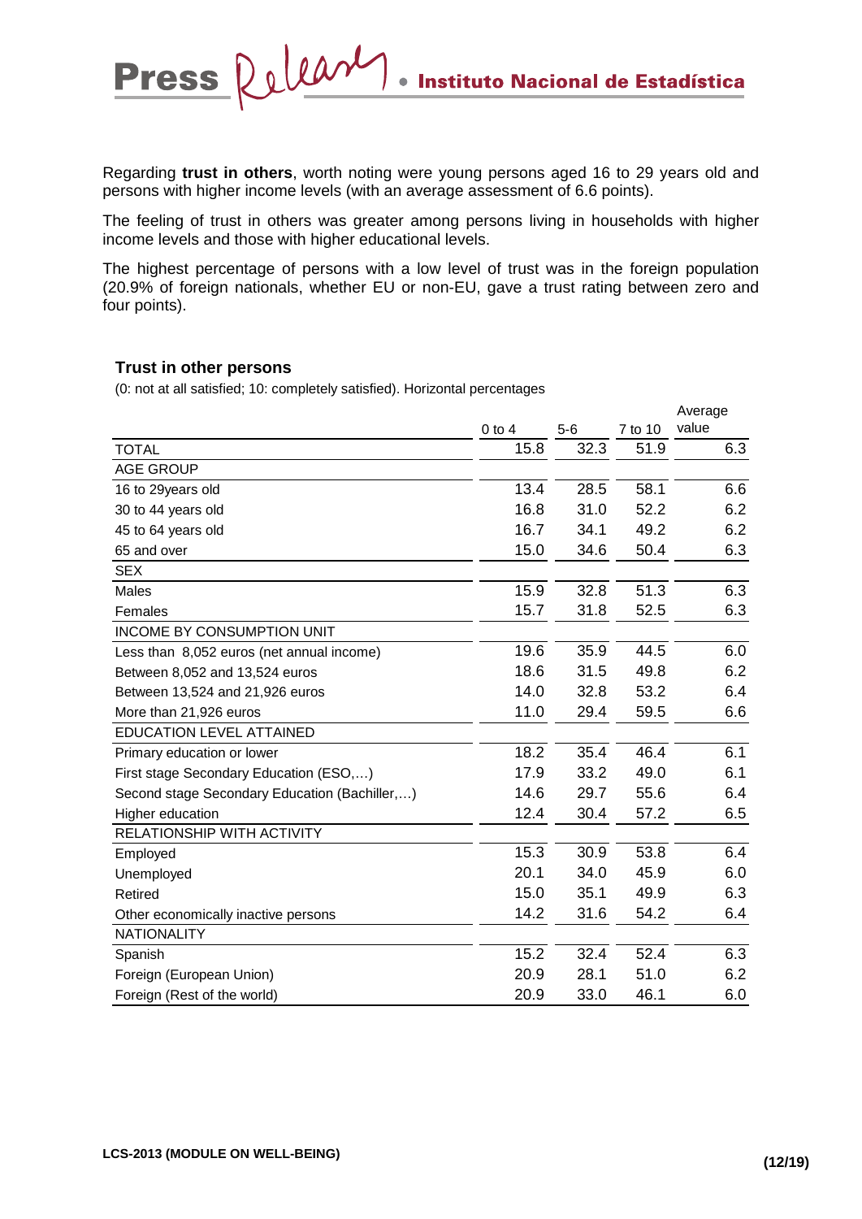Regarding **trust in others**, worth noting were young persons aged 16 to 29 years old and persons with higher income levels (with an average assessment of 6.6 points).

The feeling of trust in others was greater among persons living in households with higher income levels and those with higher educational levels.

The highest percentage of persons with a low level of trust was in the foreign population (20.9% of foreign nationals, whether EU or non-EU, gave a trust rating between zero and four points).

### Trust in other persons

(0: not at all satisfied; 10: completely satisfied). Horizontal percentages

| | 0 to 4 | 5-6 | 7 to 10 | Average value |
|---|---|---|---|---|
| TOTAL | 15.8 | 32.3 | 51.9 | 6.3 |
| AGE GROUP | | | | |
| 16 to 29years old | 13.4 | 28.5 | 58.1 | 6.6 |
| 30 to 44 years old | 16.8 | 31.0 | 52.2 | 6.2 |
| 45 to 64 years old | 16.7 | 34.1 | 49.2 | 6.2 |
| 65 and over | 15.0 | 34.6 | 50.4 | 6.3 |
| SEX | | | | |
| Males | 15.9 | 32.8 | 51.3 | 6.3 |
| Females | 15.7 | 31.8 | 52.5 | 6.3 |
| INCOME BY CONSUMPTION UNIT | | | | |
| Less than 8,052 euros (net annual income) | 19.6 | 35.9 | 44.5 | 6.0 |
| Between 8,052 and 13,524 euros | 18.6 | 31.5 | 49.8 | 6.2 |
| Between 13,524 and 21,926 euros | 14.0 | 32.8 | 53.2 | 6.4 |
| More than 21,926 euros | 11.0 | 29.4 | 59.5 | 6.6 |
| EDUCATION LEVEL ATTAINED | | | | |
| Primary education or lower | 18.2 | 35.4 | 46.4 | 6.1 |
| First stage Secondary Education (ESO,…) | 17.9 | 33.2 | 49.0 | 6.1 |
| Second stage Secondary Education (Bachiller,…) | 14.6 | 29.7 | 55.6 | 6.4 |
| Higher education | 12.4 | 30.4 | 57.2 | 6.5 |
| RELATIONSHIP WITH ACTIVITY | | | | |
| Employed | 15.3 | 30.9 | 53.8 | 6.4 |
| Unemployed | 20.1 | 34.0 | 45.9 | 6.0 |
| Retired | 15.0 | 35.1 | 49.9 | 6.3 |
| Other economically inactive persons | 14.2 | 31.6 | 54.2 | 6.4 |
| NATIONALITY | | | | |
| Spanish | 15.2 | 32.4 | 52.4 | 6.3 |
| Foreign (European Union) | 20.9 | 28.1 | 51.0 | 6.2 |
| Foreign (Rest of the world) | 20.9 | 33.0 | 46.1 | 6.0 |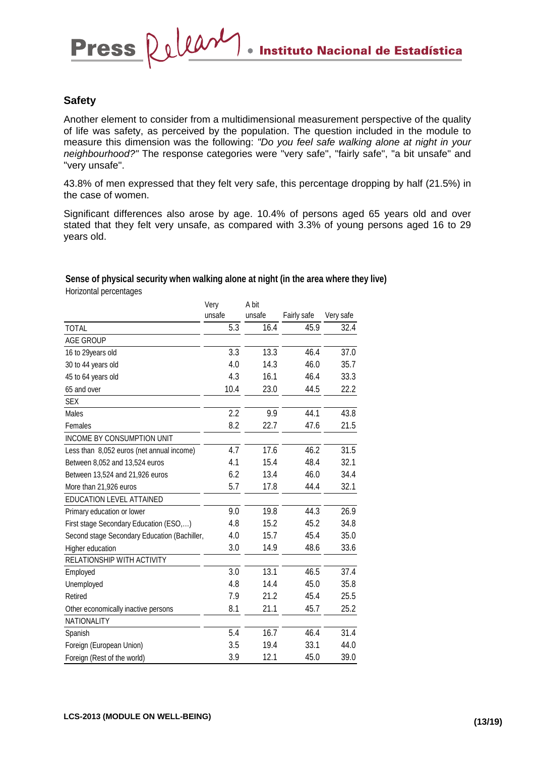## Safety

Another element to consider from a multidimensional measurement perspective of the quality of life was safety, as perceived by the population. The question included in the module to measure this dimension was the following: *"Do you feel safe walking alone at night in your neighbourhood?"* The response categories were "very safe", "fairly safe", "a bit unsafe" and "very unsafe".

43.8% of men expressed that they felt very safe, this percentage dropping by half (21.5%) in the case of women.

Significant differences also arose by age. 10.4% of persons aged 65 years old and over stated that they felt very unsafe, as compared with 3.3% of young persons aged 16 to 29 years old.

**Sense of physical security when walking alone at night (in the area where they live)**

Horizontal percentages

| | Very unsafe | A bit unsafe | Fairly safe | Very safe |
|---|---|---|---|---|
| TOTAL | 5.3 | 16.4 | 45.9 | 32.4 |
| AGE GROUP | | | | |
| 16 to 29years old | 3.3 | 13.3 | 46.4 | 37.0 |
| 30 to 44 years old | 4.0 | 14.3 | 46.0 | 35.7 |
| 45 to 64 years old | 4.3 | 16.1 | 46.4 | 33.3 |
| 65 and over | 10.4 | 23.0 | 44.5 | 22.2 |
| SEX | | | | |
| Males | 2.2 | 9.9 | 44.1 | 43.8 |
| Females | 8.2 | 22.7 | 47.6 | 21.5 |
| INCOME BY CONSUMPTION UNIT | | | | |
| Less than 8,052 euros (net annual income) | 4.7 | 17.6 | 46.2 | 31.5 |
| Between 8,052 and 13,524 euros | 4.1 | 15.4 | 48.4 | 32.1 |
| Between 13,524 and 21,926 euros | 6.2 | 13.4 | 46.0 | 34.4 |
| More than 21,926 euros | 5.7 | 17.8 | 44.4 | 32.1 |
| EDUCATION LEVEL ATTAINED | | | | |
| Primary education or lower | 9.0 | 19.8 | 44.3 | 26.9 |
| First stage Secondary Education (ESO,...) | 4.8 | 15.2 | 45.2 | 34.8 |
| Second stage Secondary Education (Bachiller, | 4.0 | 15.7 | 45.4 | 35.0 |
| Higher education | 3.0 | 14.9 | 48.6 | 33.6 |
| RELATIONSHIP WITH ACTIVITY | | | | |
| Employed | 3.0 | 13.1 | 46.5 | 37.4 |
| Unemployed | 4.8 | 14.4 | 45.0 | 35.8 |
| Retired | 7.9 | 21.2 | 45.4 | 25.5 |
| Other economically inactive persons | 8.1 | 21.1 | 45.7 | 25.2 |
| NATIONALITY | | | | |
| Spanish | 5.4 | 16.7 | 46.4 | 31.4 |
| Foreign (European Union) | 3.5 | 19.4 | 33.1 | 44.0 |
| Foreign (Rest of the world) | 3.9 | 12.1 | 45.0 | 39.0 |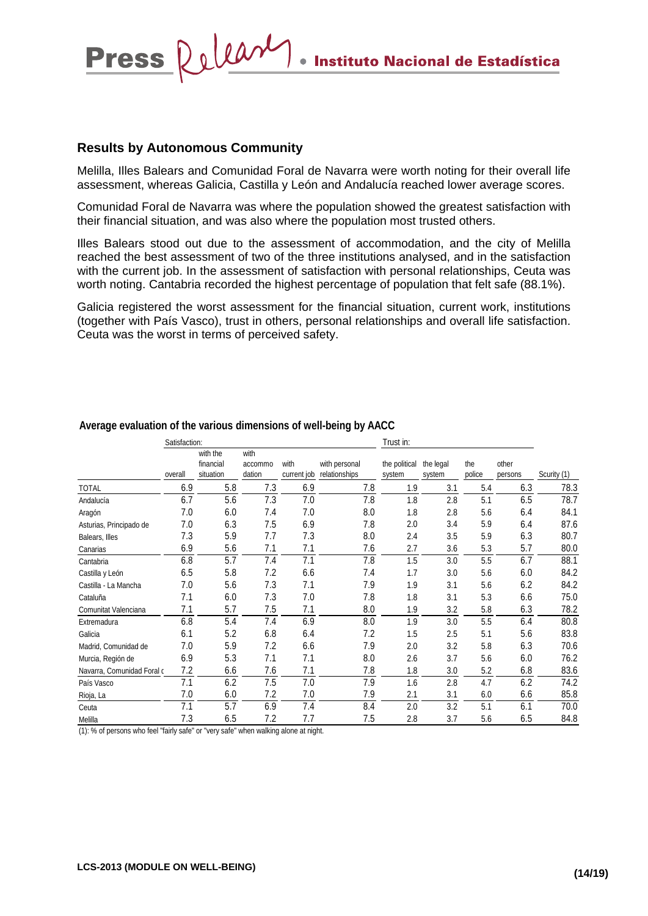## Results by Autonomous Community

Melilla, Illes Balears and Comunidad Foral de Navarra were worth noting for their overall life assessment, whereas Galicia, Castilla y León and Andalucía reached lower average scores.

Comunidad Foral de Navarra was where the population showed the greatest satisfaction with their financial situation, and was also where the population most trusted others.

Illes Balears stood out due to the assessment of accommodation, and the city of Melilla reached the best assessment of two of the three institutions analysed, and in the satisfaction with the current job. In the assessment of satisfaction with personal relationships, Ceuta was worth noting. Cantabria recorded the highest percentage of population that felt safe (88.1%).

Galicia registered the worst assessment for the financial situation, current work, institutions (together with País Vasco), trust in others, personal relationships and overall life satisfaction. Ceuta was the worst in terms of perceived safety.

**Average evaluation of the various dimensions of well-being by AACC**

| | Satisfaction: | | | | | Trust in: | | | | |
|---|---|---|---|---|---|---|---|---|---|---|
| | overall | with the financial situation | with accommo dation | with current job | with personal relationships | the political system | the legal system | the police | other persons | Scurity (1) |
| TOTAL | 6.9 | 5.8 | 7.3 | 6.9 | 7.8 | 1.9 | 3.1 | 5.4 | 6.3 | 78.3 |
| Andalucía | 6.7 | 5.6 | 7.3 | 7.0 | 7.8 | 1.8 | 2.8 | 5.1 | 6.5 | 78.7 |
| Aragón | 7.0 | 6.0 | 7.4 | 7.0 | 8.0 | 1.8 | 2.8 | 5.6 | 6.4 | 84.1 |
| Asturias, Principado de | 7.0 | 6.3 | 7.5 | 6.9 | 7.8 | 2.0 | 3.4 | 5.9 | 6.4 | 87.6 |
| Balears, Illes | 7.3 | 5.9 | 7.7 | 7.3 | 8.0 | 2.4 | 3.5 | 5.9 | 6.3 | 80.7 |
| Canarias | 6.9 | 5.6 | 7.1 | 7.1 | 7.6 | 2.7 | 3.6 | 5.3 | 5.7 | 80.0 |
| Cantabria | 6.8 | 5.7 | 7.4 | 7.1 | 7.8 | 1.5 | 3.0 | 5.5 | 6.7 | 88.1 |
| Castilla y León | 6.5 | 5.8 | 7.2 | 6.6 | 7.4 | 1.7 | 3.0 | 5.6 | 6.0 | 84.2 |
| Castilla - La Mancha | 7.0 | 5.6 | 7.3 | 7.1 | 7.9 | 1.9 | 3.1 | 5.6 | 6.2 | 84.2 |
| Cataluña | 7.1 | 6.0 | 7.3 | 7.0 | 7.8 | 1.8 | 3.1 | 5.3 | 6.6 | 75.0 |
| Comunitat Valenciana | 7.1 | 5.7 | 7.5 | 7.1 | 8.0 | 1.9 | 3.2 | 5.8 | 6.3 | 78.2 |
| Extremadura | 6.8 | 5.4 | 7.4 | 6.9 | 8.0 | 1.9 | 3.0 | 5.5 | 6.4 | 80.8 |
| Galicia | 6.1 | 5.2 | 6.8 | 6.4 | 7.2 | 1.5 | 2.5 | 5.1 | 5.6 | 83.8 |
| Madrid, Comunidad de | 7.0 | 5.9 | 7.2 | 6.6 | 7.9 | 2.0 | 3.2 | 5.8 | 6.3 | 70.6 |
| Murcia, Región de | 6.9 | 5.3 | 7.1 | 7.1 | 8.0 | 2.6 | 3.7 | 5.6 | 6.0 | 76.2 |
| Navarra, Comunidad Foral c | 7.2 | 6.6 | 7.6 | 7.1 | 7.8 | 1.8 | 3.0 | 5.2 | 6.8 | 83.6 |
| País Vasco | 7.1 | 6.2 | 7.5 | 7.0 | 7.9 | 1.6 | 2.8 | 4.7 | 6.2 | 74.2 |
| Rioja, La | 7.0 | 6.0 | 7.2 | 7.0 | 7.9 | 2.1 | 3.1 | 6.0 | 6.6 | 85.8 |
| Ceuta | 7.1 | 5.7 | 6.9 | 7.4 | 8.4 | 2.0 | 3.2 | 5.1 | 6.1 | 70.0 |
| Melilla | 7.3 | 6.5 | 7.2 | 7.7 | 7.5 | 2.8 | 3.7 | 5.6 | 6.5 | 84.8 |

(1): % of persons who feel "fairly safe" or "very safe" when walking alone at night.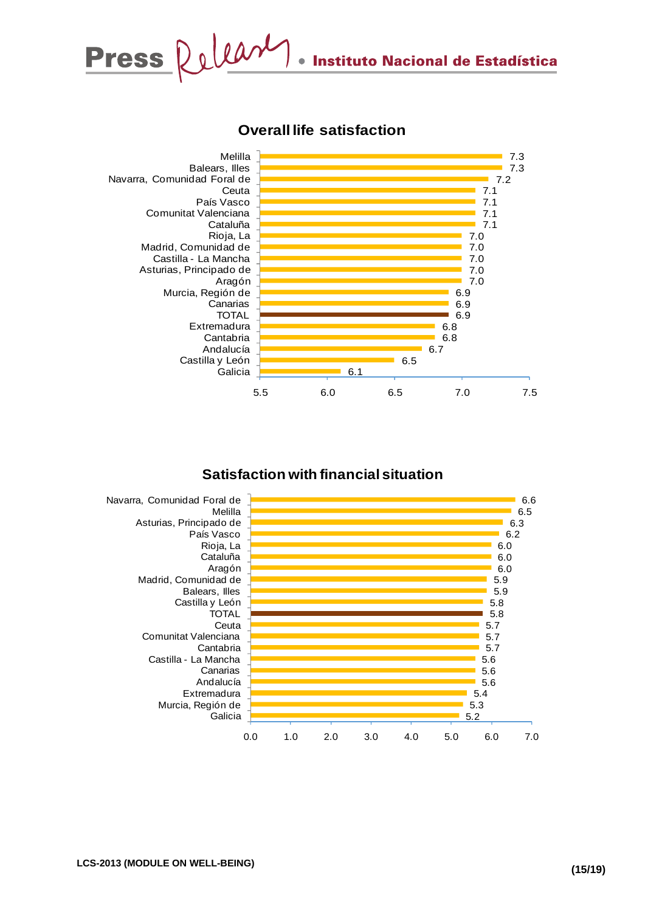## Overall life satisfaction

| Region | Value |
|---|---|
| Melilla | 7.3 |
| Balears, Illes | 7.3 |
| Navarra, Comunidad Foral de | 7.2 |
| Ceuta | 7.1 |
| País Vasco | 7.1 |
| Comunitat Valenciana | 7.1 |
| Cataluña | 7.1 |
| Rioja, La | 7.0 |
| Madrid, Comunidad de | 7.0 |
| Castilla - La Mancha | 7.0 |
| Asturias, Principado de | 7.0 |
| Aragón | 7.0 |
| Murcia, Región de | 6.9 |
| Canarias | 6.9 |
| TOTAL | 6.9 |
| Extremadura | 6.8 |
| Cantabria | 6.8 |
| Andalucía | 6.7 |
| Castilla y León | 6.5 |
| Galicia | 6.1 |

## Satisfaction with financial situation

| Region | Value |
|---|---|
| Navarra, Comunidad Foral de | 6.6 |
| Melilla | 6.5 |
| Asturias, Principado de | 6.3 |
| País Vasco | 6.2 |
| Rioja, La | 6.0 |
| Cataluña | 6.0 |
| Aragón | 6.0 |
| Madrid, Comunidad de | 5.9 |
| Balears, Illes | 5.9 |
| Castilla y León | 5.8 |
| TOTAL | 5.8 |
| Ceuta | 5.7 |
| Comunitat Valenciana | 5.7 |
| Cantabria | 5.7 |
| Castilla - La Mancha | 5.6 |
| Canarias | 5.6 |
| Andalucía | 5.6 |
| Extremadura | 5.4 |
| Murcia, Región de | 5.3 |
| Galicia | 5.2 |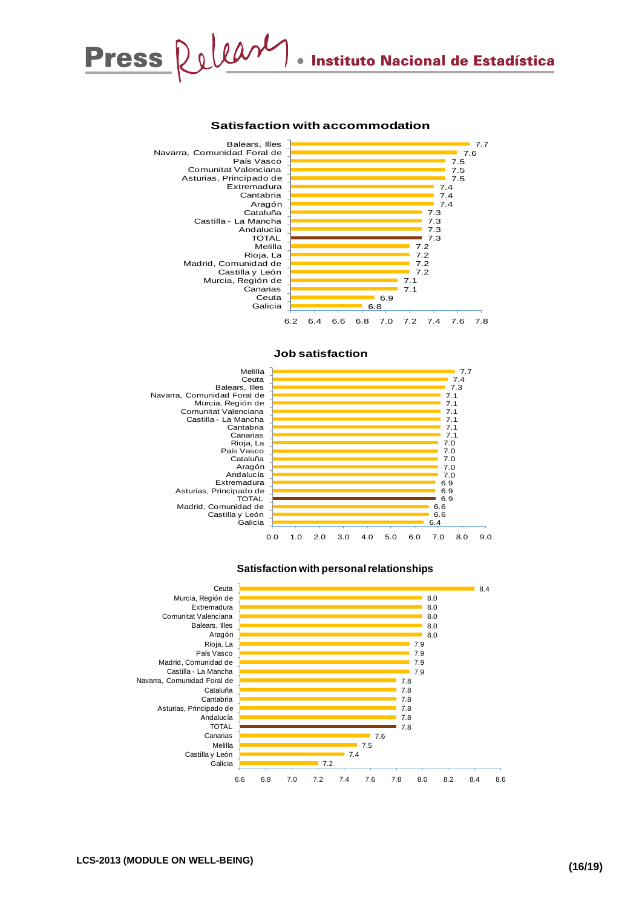### Satisfaction with accommodation

| Region | Value |
|---|---|
| Balears, Illes | 7.7 |
| Navarra, Comunidad Foral de | 7.6 |
| País Vasco | 7.5 |
| Comunitat Valenciana | 7.5 |
| Asturias, Principado de | 7.5 |
| Extremadura | 7.4 |
| Cantabria | 7.4 |
| Aragón | 7.4 |
| Cataluña | 7.3 |
| Castilla - La Mancha | 7.3 |
| Andalucía | 7.3 |
| TOTAL | 7.3 |
| Melilla | 7.2 |
| Rioja, La | 7.2 |
| Madrid, Comunidad de | 7.2 |
| Castilla y León | 7.2 |
| Murcia, Región de | 7.1 |
| Canarias | 7.1 |
| Ceuta | 6.9 |
| Galicia | 6.8 |

### Job satisfaction

| Region | Value |
|---|---|
| Melilla | 7.7 |
| Ceuta | 7.4 |
| Balears, Illes | 7.3 |
| Navarra, Comunidad Foral de | 7.1 |
| Murcia, Región de | 7.1 |
| Comunitat Valenciana | 7.1 |
| Castilla - La Mancha | 7.1 |
| Cantabria | 7.1 |
| Canarias | 7.1 |
| Rioja, La | 7.0 |
| País Vasco | 7.0 |
| Cataluña | 7.0 |
| Aragón | 7.0 |
| Andalucía | 7.0 |
| Extremadura | 6.9 |
| Asturias, Principado de | 6.9 |
| TOTAL | 6.9 |
| Madrid, Comunidad de | 6.6 |
| Castilla y León | 6.6 |
| Galicia | 6.4 |

### Satisfaction with personal relationships

| Region | Value |
|---|---|
| Ceuta | 8.4 |
| Murcia, Región de | 8.0 |
| Extremadura | 8.0 |
| Comunitat Valenciana | 8.0 |
| Balears, Illes | 8.0 |
| Aragón | 8.0 |
| Rioja, La | 7.9 |
| País Vasco | 7.9 |
| Madrid, Comunidad de | 7.9 |
| Castilla - La Mancha | 7.9 |
| Navarra, Comunidad Foral de | 7.8 |
| Cataluña | 7.8 |
| Cantabria | 7.8 |
| Asturias, Principado de | 7.8 |
| Andalucía | 7.8 |
| TOTAL | 7.8 |
| Canarias | 7.6 |
| Melilla | 7.5 |
| Castilla y León | 7.4 |
| Galicia | 7.2 |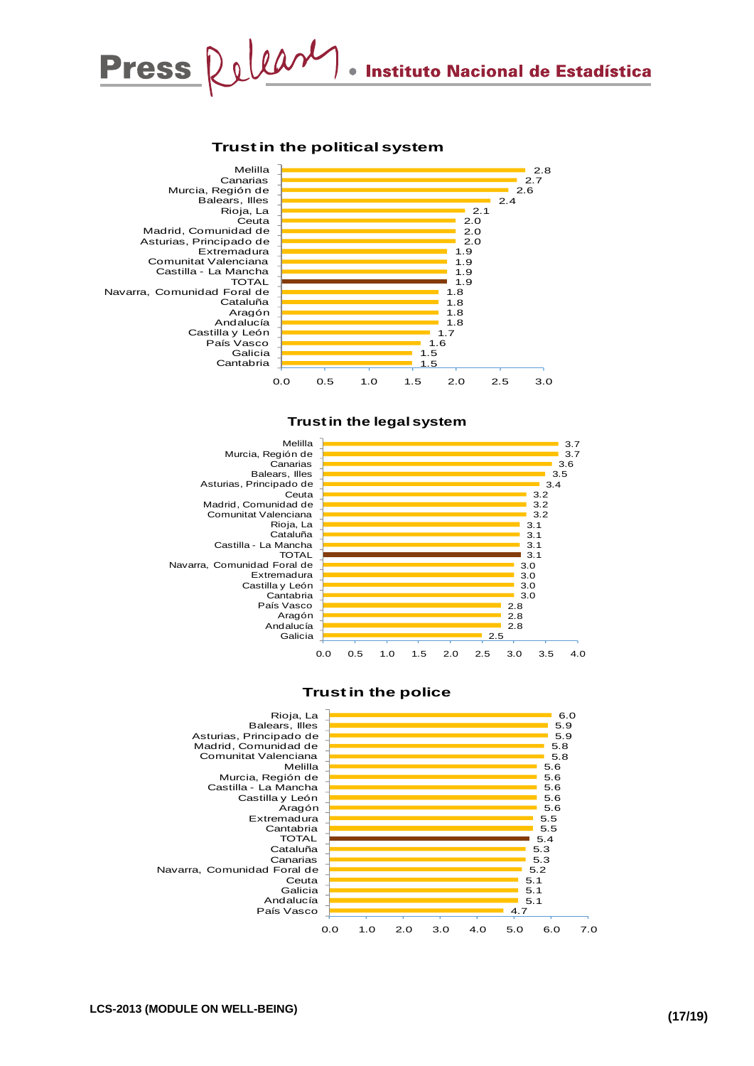### Trust in the political system

| Region | Value |
|---|---|
| Melilla | 2.8 |
| Canarias | 2.7 |
| Murcia, Región de | 2.6 |
| Balears, Illes | 2.4 |
| Rioja, La | 2.1 |
| Ceuta | 2.0 |
| Madrid, Comunidad de | 2.0 |
| Asturias, Principado de | 2.0 |
| Extremadura | 1.9 |
| Comunitat Valenciana | 1.9 |
| Castilla - La Mancha | 1.9 |
| TOTAL | 1.9 |
| Navarra, Comunidad Foral de | 1.8 |
| Cataluña | 1.8 |
| Aragón | 1.8 |
| Andalucía | 1.8 |
| Castilla y León | 1.7 |
| País Vasco | 1.6 |
| Galicia | 1.5 |
| Cantabria | 1.5 |

### Trust in the legal system

| Region | Value |
|---|---|
| Melilla | 3.7 |
| Murcia, Región de | 3.7 |
| Canarias | 3.6 |
| Balears, Illes | 3.5 |
| Asturias, Principado de | 3.4 |
| Ceuta | 3.2 |
| Madrid, Comunidad de | 3.2 |
| Comunitat Valenciana | 3.2 |
| Rioja, La | 3.1 |
| Cataluña | 3.1 |
| Castilla - La Mancha | 3.1 |
| TOTAL | 3.1 |
| Navarra, Comunidad Foral de | 3.0 |
| Extremadura | 3.0 |
| Castilla y León | 3.0 |
| Cantabria | 3.0 |
| País Vasco | 2.8 |
| Aragón | 2.8 |
| Andalucía | 2.8 |
| Galicia | 2.5 |

### Trust in the police

| Region | Value |
|---|---|
| Rioja, La | 6.0 |
| Balears, Illes | 5.9 |
| Asturias, Principado de | 5.9 |
| Madrid, Comunidad de | 5.8 |
| Comunitat Valenciana | 5.8 |
| Melilla | 5.6 |
| Murcia, Región de | 5.6 |
| Castilla - La Mancha | 5.6 |
| Castilla y León | 5.6 |
| Aragón | 5.6 |
| Extremadura | 5.5 |
| Cantabria | 5.5 |
| TOTAL | 5.4 |
| Cataluña | 5.3 |
| Canarias | 5.3 |
| Navarra, Comunidad Foral de | 5.2 |
| Ceuta | 5.1 |
| Galicia | 5.1 |
| Andalucía | 5.1 |
| País Vasco | 4.7 |

LCS-2013 (MODULE ON WELL-BEING)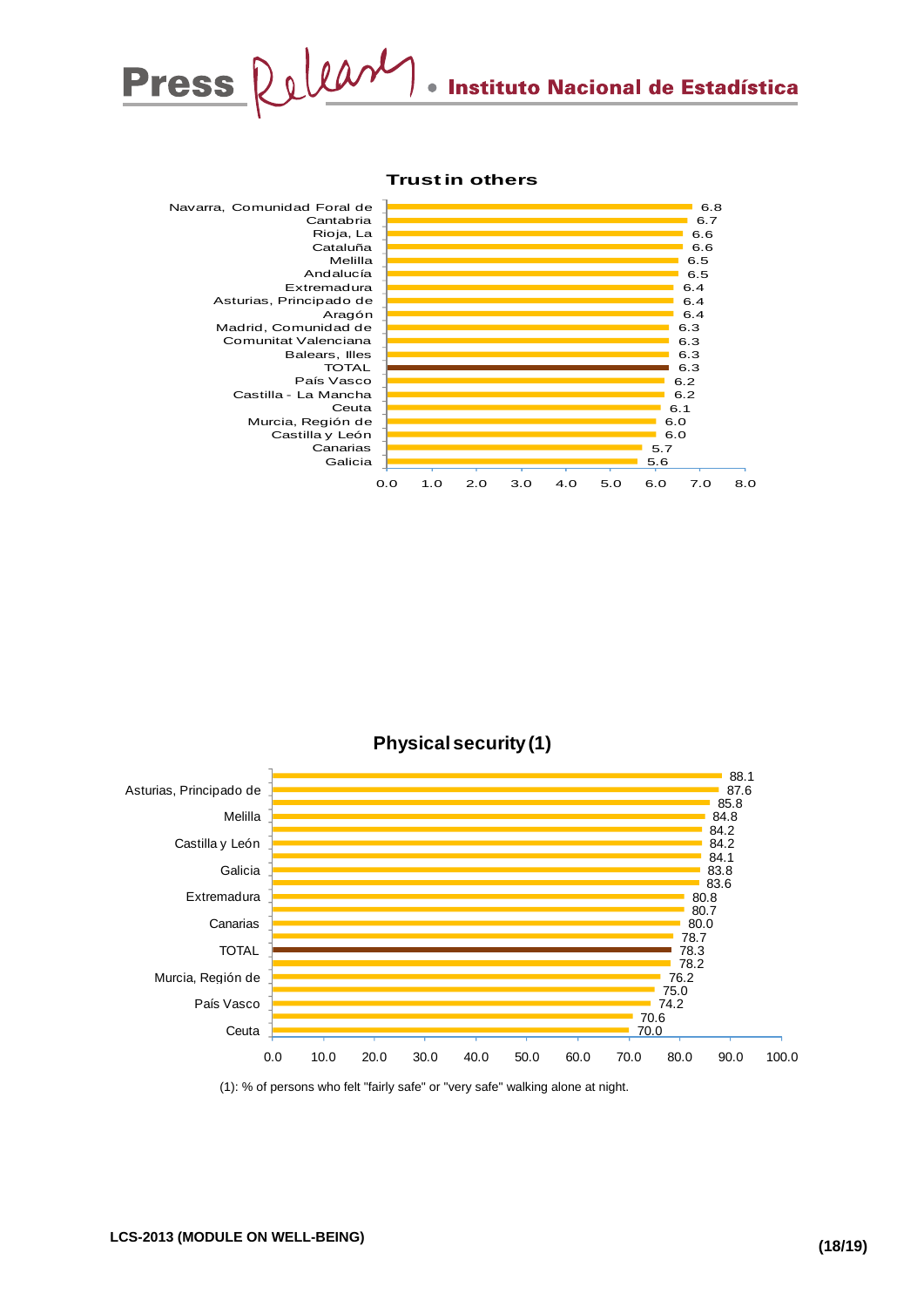**Trust in others**

| Region | Value |
|---|---|
| Navarra, Comunidad Foral de | 6.8 |
| Cantabria | 6.7 |
| Rioja, La | 6.6 |
| Cataluña | 6.6 |
| Melilla | 6.5 |
| Andalucía | 6.5 |
| Extremadura | 6.4 |
| Asturias, Principado de | 6.4 |
| Aragón | 6.4 |
| Madrid, Comunidad de | 6.3 |
| Comunitat Valenciana | 6.3 |
| Balears, Illes | 6.3 |
| TOTAL | 6.3 |
| País Vasco | 6.2 |
| Castilla - La Mancha | 6.2 |
| Ceuta | 6.1 |
| Murcia, Región de | 6.0 |
| Castilla y León | 6.0 |
| Canarias | 5.7 |
| Galicia | 5.6 |

**Physical security (1)**

| Region | Value |
|---|---|
| | 88.1 |
| Asturias, Principado de | 87.6 |
| | 85.8 |
| Melilla | 84.8 |
| | 84.2 |
| Castilla y León | 84.2 |
| | 84.1 |
| Galicia | 83.8 |
| | 83.6 |
| Extremadura | 80.8 |
| | 80.7 |
| Canarias | 80.0 |
| | 78.7 |
| TOTAL | 78.3 |
| | 78.2 |
| Murcia, Región de | 76.2 |
| | 75.0 |
| País Vasco | 74.2 |
| | 70.6 |
| Ceuta | 70.0 |

(1): % of persons who felt "fairly safe" or "very safe" walking alone at night.

LCS-2013 (MODULE ON WELL-BEING)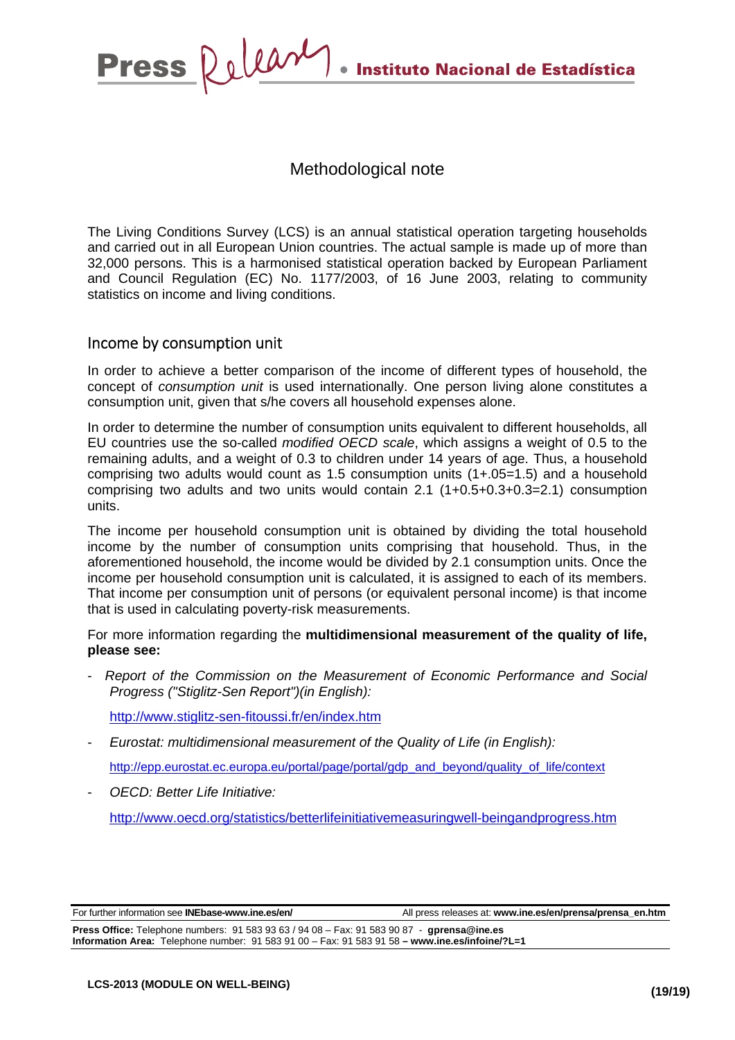# Methodological note

The Living Conditions Survey (LCS) is an annual statistical operation targeting households and carried out in all European Union countries. The actual sample is made up of more than 32,000 persons. This is a harmonised statistical operation backed by European Parliament and Council Regulation (EC) No. 1177/2003, of 16 June 2003, relating to community statistics on income and living conditions.

## Income by consumption unit

In order to achieve a better comparison of the income of different types of household, the concept of *consumption unit* is used internationally. One person living alone constitutes a consumption unit, given that s/he covers all household expenses alone.

In order to determine the number of consumption units equivalent to different households, all EU countries use the so-called *modified OECD scale*, which assigns a weight of 0.5 to the remaining adults, and a weight of 0.3 to children under 14 years of age. Thus, a household comprising two adults would count as 1.5 consumption units (1+.05=1.5) and a household comprising two adults and two units would contain 2.1 (1+0.5+0.3+0.3=2.1) consumption units.

The income per household consumption unit is obtained by dividing the total household income by the number of consumption units comprising that household. Thus, in the aforementioned household, the income would be divided by 2.1 consumption units. Once the income per household consumption unit is calculated, it is assigned to each of its members. That income per consumption unit of persons (or equivalent personal income) is that income that is used in calculating poverty-risk measurements.

For more information regarding the **multidimensional measurement of the quality of life, please see:**

- *Report of the Commission on the Measurement of Economic Performance and Social Progress ("Stiglitz-Sen Report")(in English):*

  http://www.stiglitz-sen-fitoussi.fr/en/index.htm

- *Eurostat: multidimensional measurement of the Quality of Life (in English):*

  http://epp.eurostat.ec.europa.eu/portal/page/portal/gdp_and_beyond/quality_of_life/context

- *OECD: Better Life Initiative:*

  http://www.oecd.org/statistics/betterlifeinitiativemeasuringwell-beingandprogress.htm